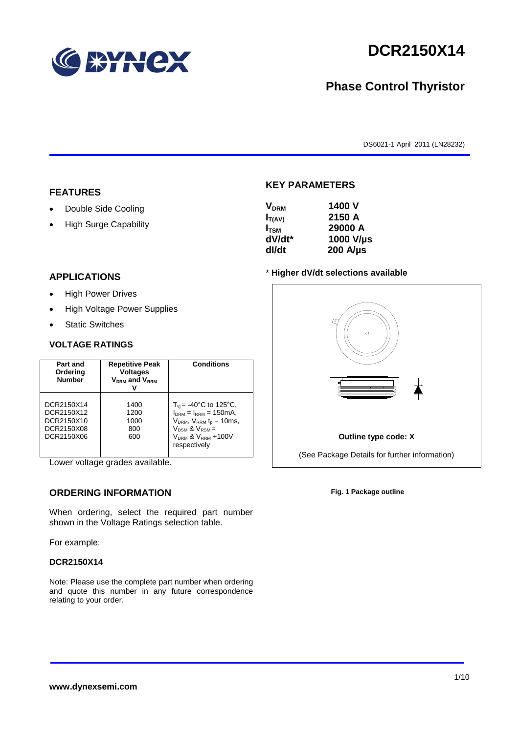# DCR2150X14

## Phase Control Thyristor

DS6021-1 April 2011 (LN28232)

## FEATURES

- Double Side Cooling
- High Surge Capability

## APPLICATIONS

- High Power Drives
- High Voltage Power Supplies
- Static Switches

## KEY PARAMETERS

| | |
|---|---|
| $V_{DRM}$ | 1400 V |
| $I_{T(AV)}$ | 2150 A |
| $I_{TSM}$ | 29000 A |
| dV/dt* | 1000 V/µs |
| dI/dt | 200 A/µs |

\* **Higher dV/dt selections available**

**Outline type code: X**

(See Package Details for further information)

**Fig. 1 Package outline**

### VOLTAGE RATINGS

| Part and Ordering Number | Repetitive Peak Voltages $V_{DRM}$ and $V_{RRM}$ V | Conditions |
|---|---|---|
| DCR2150X14<br>DCR2150X12<br>DCR2150X10<br>DCR2150X08<br>DCR2150X06 | 1400<br>1200<br>1000<br>800<br>600 | $T_{vj}$ = -40°C to 125°C,<br>$I_{DRM}$ = $I_{RRM}$ = 150mA,<br>$V_{DRM}$, $V_{RRM}$ $t_p$ = 10ms,<br>$V_{DSM}$ & $V_{RSM}$ =<br>$V_{DRM}$ & $V_{RRM}$ +100V respectively |

Lower voltage grades available.

## ORDERING INFORMATION

When ordering, select the required part number shown in the Voltage Ratings selection table.

For example:

**DCR2150X14**

Note: Please use the complete part number when ordering and quote this number in any future correspondence relating to your order.

**www.dynexsemi.com**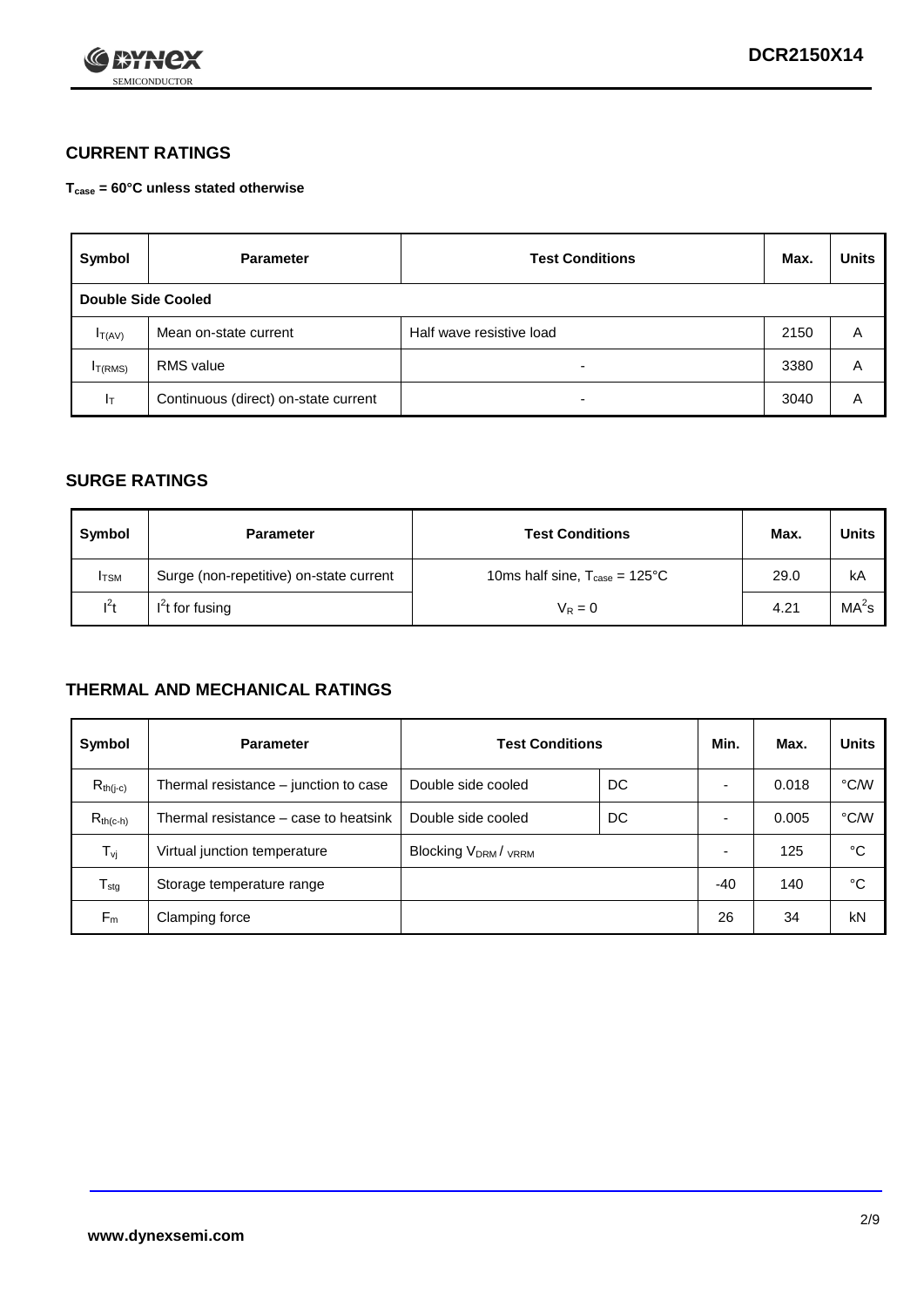## CURRENT RATINGS

**$T_{case}$ = 60°C unless stated otherwise**

| Symbol | Parameter | Test Conditions | Max. | Units |
|---|---|---|---|---|
| **Double Side Cooled** | | | | |
| $I_{T(AV)}$ | Mean on-state current | Half wave resistive load | 2150 | A |
| $I_{T(RMS)}$ | RMS value | - | 3380 | A |
| $I_T$ | Continuous (direct) on-state current | - | 3040 | A |

## SURGE RATINGS

| Symbol | Parameter | Test Conditions | Max. | Units |
|---|---|---|---|---|
| $I_{TSM}$ | Surge (non-repetitive) on-state current | 10ms half sine, $T_{case}$ = 125°C | 29.0 | kA |
| $I^2t$ | $I^2t$ for fusing | $V_R = 0$ | 4.21 | $MA^2s$ |

## THERMAL AND MECHANICAL RATINGS

| Symbol | Parameter | Test Conditions | | Min. | Max. | Units |
|---|---|---|---|---|---|---|
| $R_{th(j-c)}$ | Thermal resistance – junction to case | Double side cooled | DC | - | 0.018 | °C/W |
| $R_{th(c-h)}$ | Thermal resistance – case to heatsink | Double side cooled | DC | - | 0.005 | °C/W |
| $T_{vj}$ | Virtual junction temperature | Blocking $V_{DRM}$ / $V_{RRM}$ | | - | 125 | °C |
| $T_{stg}$ | Storage temperature range | | | -40 | 140 | °C |
| $F_m$ | Clamping force | | | 26 | 34 | kN |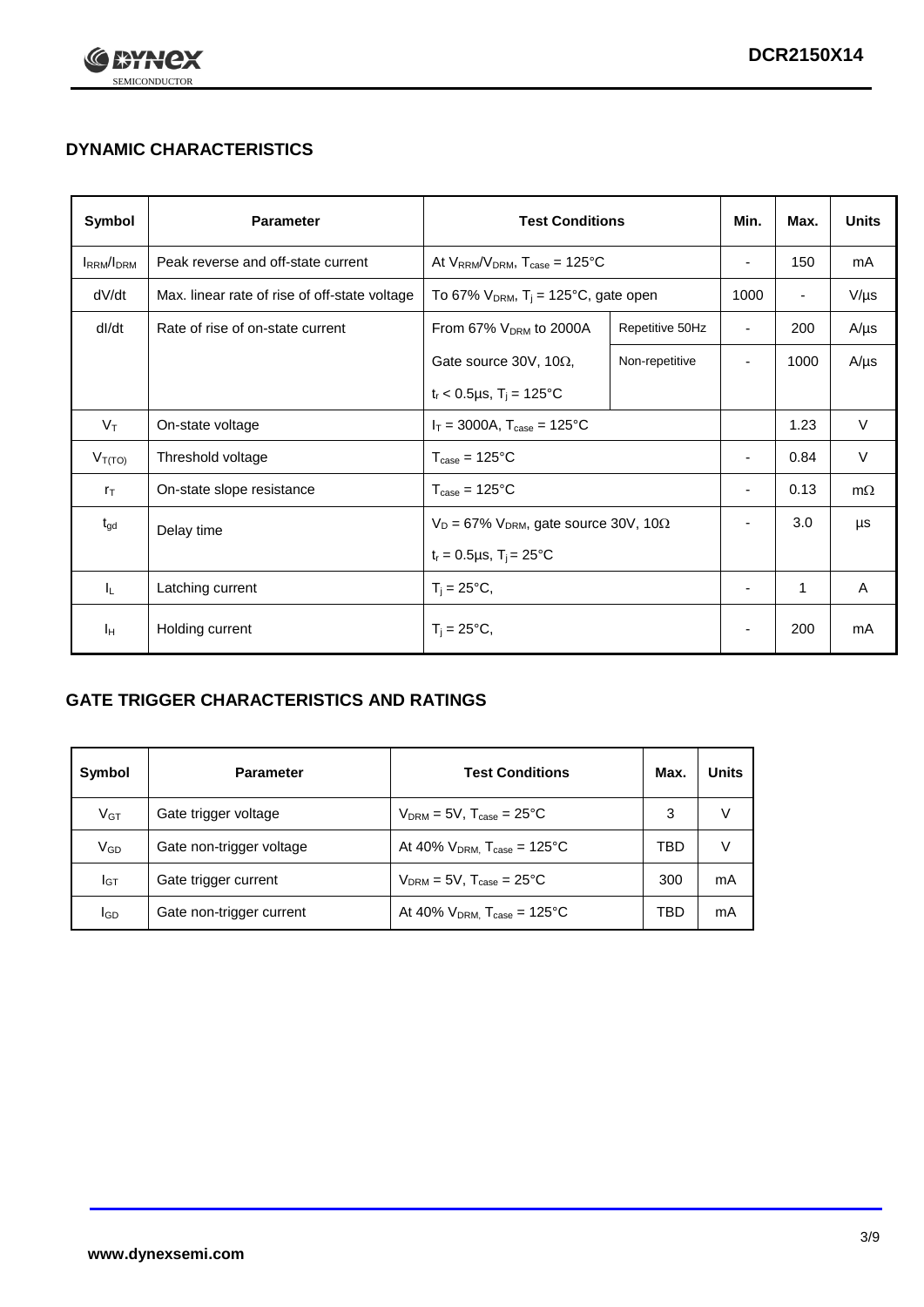## DYNAMIC CHARACTERISTICS

| Symbol | Parameter | Test Conditions | | Min. | Max. | Units |
|---|---|---|---|---|---|---|
| $I_{RRM}/I_{DRM}$ | Peak reverse and off-state current | At $V_{RRM}/V_{DRM}$, $T_{case}$ = 125°C | | - | 150 | mA |
| dV/dt | Max. linear rate of rise of off-state voltage | To 67% $V_{DRM}$, $T_j$ = 125°C, gate open | | 1000 | - | V/µs |
| dI/dt | Rate of rise of on-state current | From 67% $V_{DRM}$ to 2000A | Repetitive 50Hz | - | 200 | A/µs |
| | | Gate source 30V, 10Ω, $t_r$ < 0.5µs, $T_j$ = 125°C | Non-repetitive | - | 1000 | A/µs |
| $V_T$ | On-state voltage | $I_T$ = 3000A, $T_{case}$ = 125°C | | | 1.23 | V |
| $V_{T(TO)}$ | Threshold voltage | $T_{case}$ = 125°C | | - | 0.84 | V |
| $r_T$ | On-state slope resistance | $T_{case}$ = 125°C | | - | 0.13 | mΩ |
| $t_{gd}$ | Delay time | $V_D$ = 67% $V_{DRM}$, gate source 30V, 10Ω, $t_r$ = 0.5µs, $T_j$ = 25°C | | - | 3.0 | µs |
| $I_L$ | Latching current | $T_j$ = 25°C, | | - | 1 | A |
| $I_H$ | Holding current | $T_j$ = 25°C, | | - | 200 | mA |

## GATE TRIGGER CHARACTERISTICS AND RATINGS

| Symbol | Parameter | Test Conditions | Max. | Units |
|---|---|---|---|---|
| $V_{GT}$ | Gate trigger voltage | $V_{DRM}$ = 5V, $T_{case}$ = 25°C | 3 | V |
| $V_{GD}$ | Gate non-trigger voltage | At 40% $V_{DRM}$, $T_{case}$ = 125°C | TBD | V |
| $I_{GT}$ | Gate trigger current | $V_{DRM}$ = 5V, $T_{case}$ = 25°C | 300 | mA |
| $I_{GD}$ | Gate non-trigger current | At 40% $V_{DRM}$, $T_{case}$ = 125°C | TBD | mA |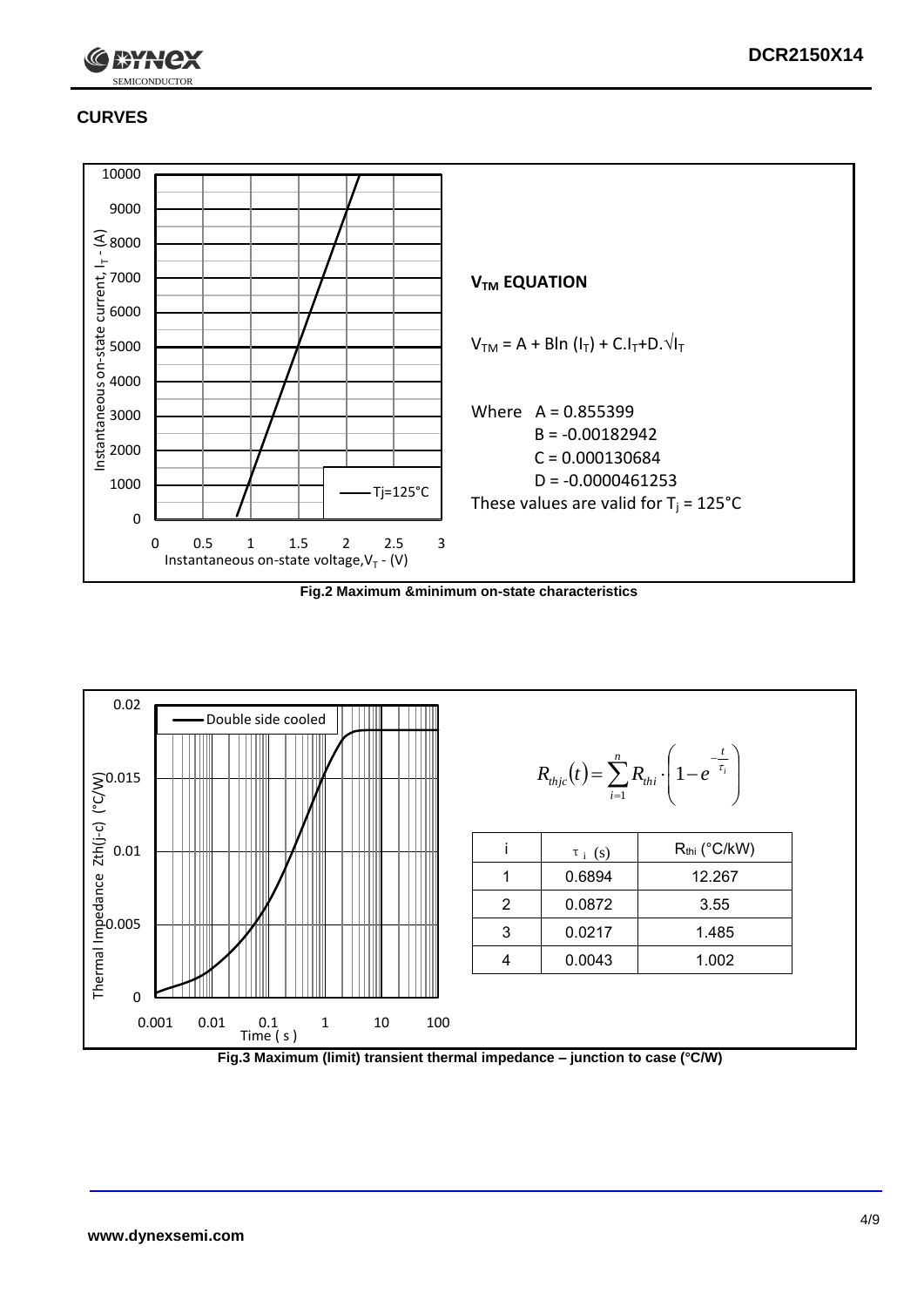## CURVES

**$V_{TM}$ EQUATION**

$V_{TM} = A + B\ln(I_T) + C.I_T + D.\sqrt{I_T}$

Where A = 0.855399
B = -0.00182942
C = 0.000130684
D = -0.0000461253

These values are valid for $T_j = 125°C$

**Fig.2 Maximum &minimum on-state characteristics**

$$R_{thjc}(t) = \sum_{i=1}^{n} R_{thi} \cdot \left(1 - e^{-\frac{t}{\tau_i}}\right)$$

| i | $\tau_i$ (s) | $R_{thi}$ (°C/kW) |
|---|---|---|
| 1 | 0.6894 | 12.267 |
| 2 | 0.0872 | 3.55 |
| 3 | 0.0217 | 1.485 |
| 4 | 0.0043 | 1.002 |

**Fig.3 Maximum (limit) transient thermal impedance – junction to case (°C/W)**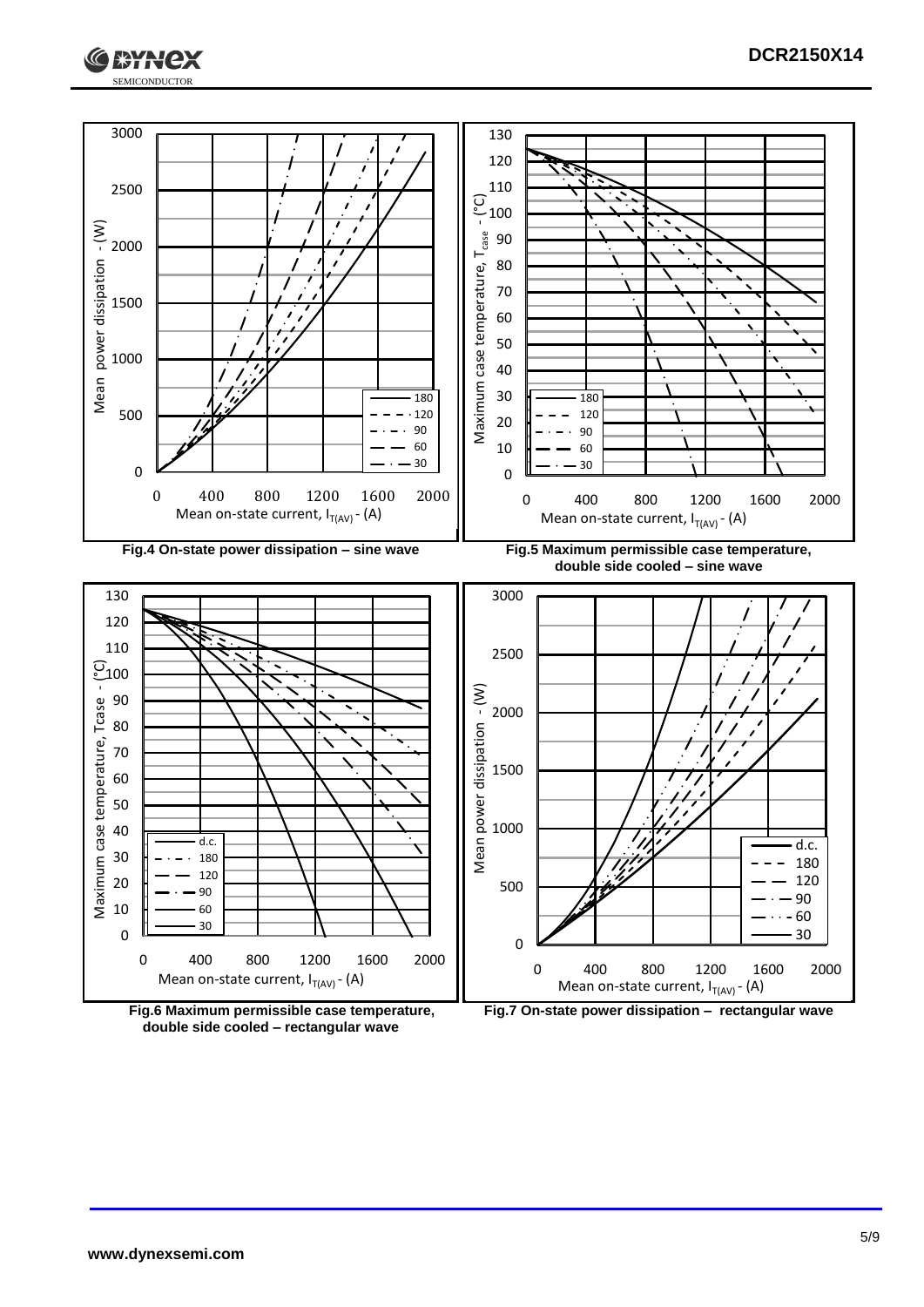Fig.4 On-state power dissipation – sine wave

Fig.5 Maximum permissible case temperature, double side cooled – sine wave

Fig.6 Maximum permissible case temperature, double side cooled – rectangular wave

Fig.7 On-state power dissipation – rectangular wave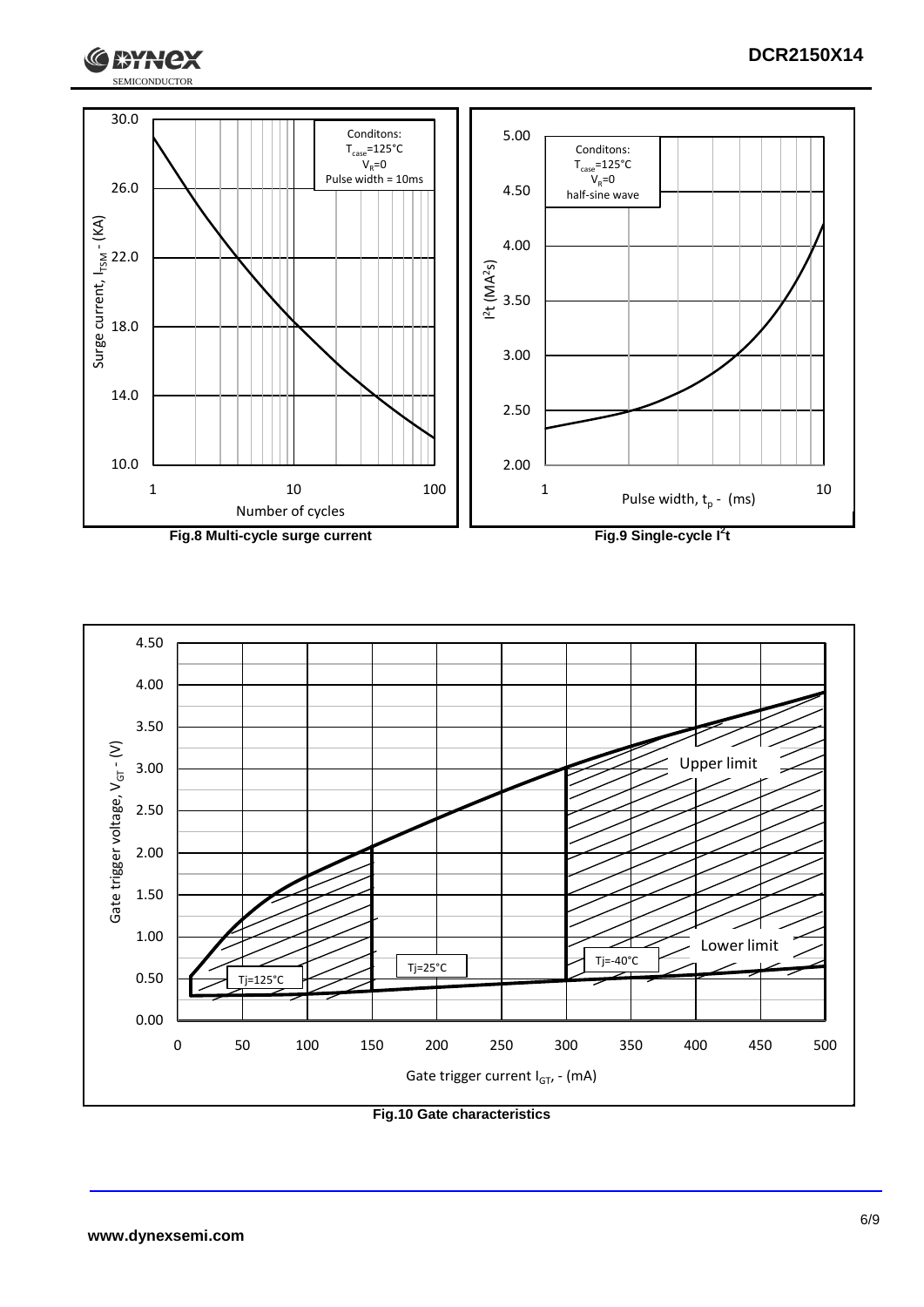Conditons:
$T_{case}$=125°C
$V_R$=0
Pulse width = 10ms

Surge current, $I_{TSM}$ - (KA)

Number of cycles

**Fig.8 Multi-cycle surge current**

Conditons:
$T_{case}$=125°C
$V_R$=0
half-sine wave

$I^2t$ ($MA^2s$)

Pulse width, $t_p$ - (ms)

**Fig.9 Single-cycle $I^2t$**

Upper limit

Lower limit

Tj=125°C

Tj=25°C

Tj=-40°C

Gate trigger voltage, $V_{GT}$ - (V)

Gate trigger current $I_{GT}$, - (mA)

**Fig.10 Gate characteristics**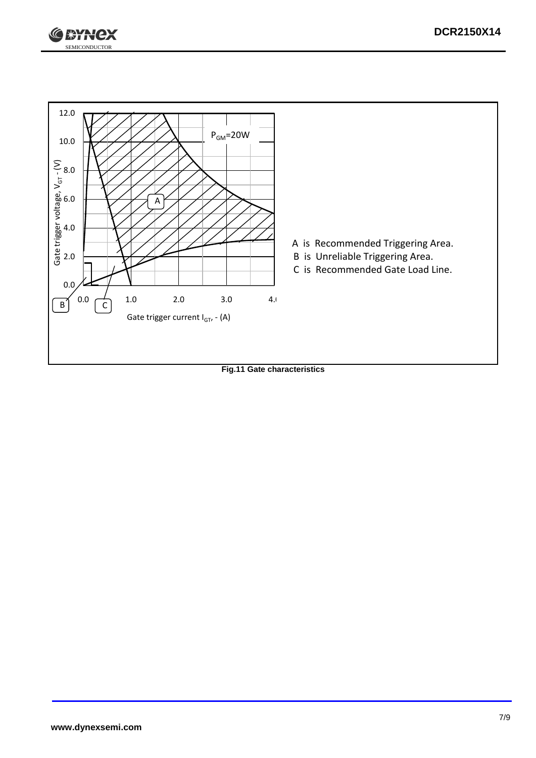A is Recommended Triggering Area.

B is Unreliable Triggering Area.

C is Recommended Gate Load Line.

**Fig.11 Gate characteristics**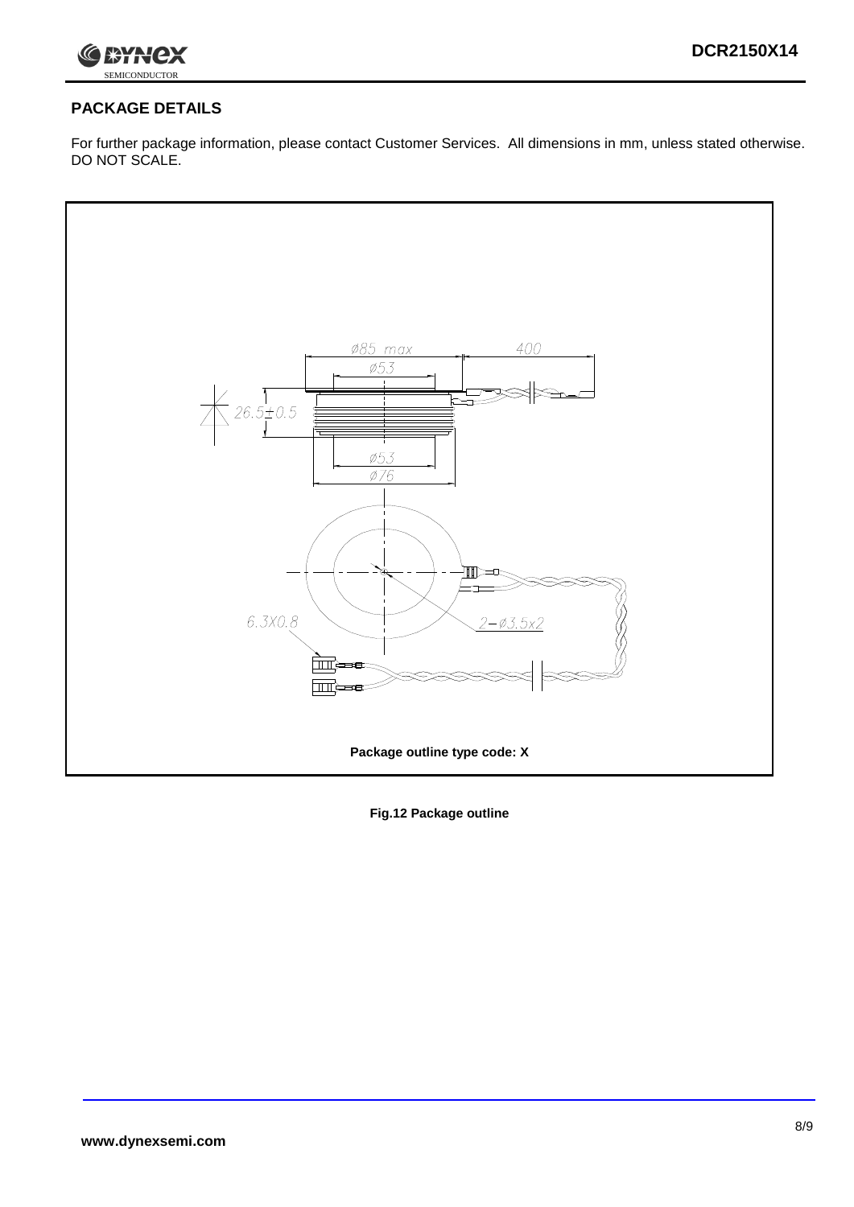## PACKAGE DETAILS

For further package information, please contact Customer Services. All dimensions in mm, unless stated otherwise. DO NOT SCALE.

Ø85 max

400

Ø53

26.5±0.5

Ø53

Ø76

6.3X0.8

2−Ø3.5x2

Package outline type code: X

**Fig.12 Package outline**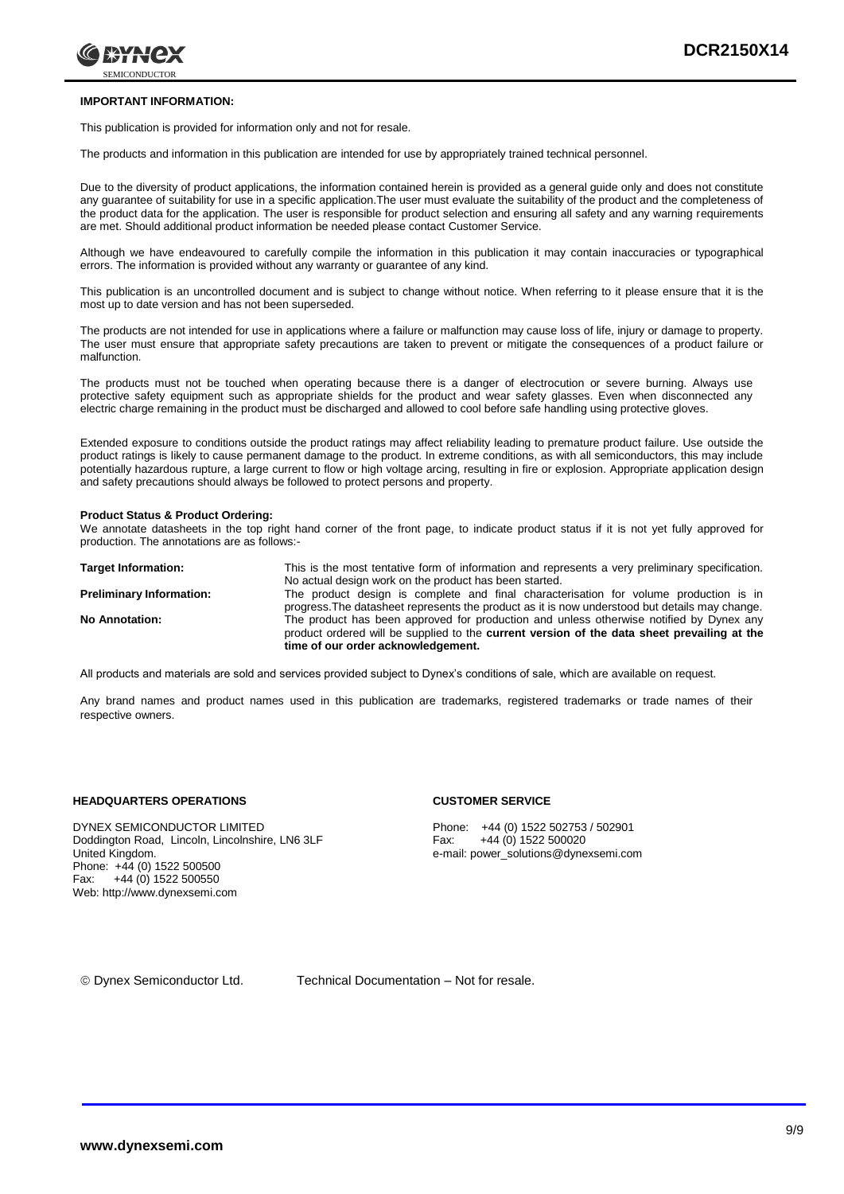**IMPORTANT INFORMATION:**

This publication is provided for information only and not for resale.

The products and information in this publication are intended for use by appropriately trained technical personnel.

Due to the diversity of product applications, the information contained herein is provided as a general guide only and does not constitute any guarantee of suitability for use in a specific application.The user must evaluate the suitability of the product and the completeness of the product data for the application. The user is responsible for product selection and ensuring all safety and any warning requirements are met. Should additional product information be needed please contact Customer Service.

Although we have endeavoured to carefully compile the information in this publication it may contain inaccuracies or typographical errors. The information is provided without any warranty or guarantee of any kind.

This publication is an uncontrolled document and is subject to change without notice. When referring to it please ensure that it is the most up to date version and has not been superseded.

The products are not intended for use in applications where a failure or malfunction may cause loss of life, injury or damage to property. The user must ensure that appropriate safety precautions are taken to prevent or mitigate the consequences of a product failure or malfunction.

The products must not be touched when operating because there is a danger of electrocution or severe burning. Always use protective safety equipment such as appropriate shields for the product and wear safety glasses. Even when disconnected any electric charge remaining in the product must be discharged and allowed to cool before safe handling using protective gloves.

Extended exposure to conditions outside the product ratings may affect reliability leading to premature product failure. Use outside the product ratings is likely to cause permanent damage to the product. In extreme conditions, as with all semiconductors, this may include potentially hazardous rupture, a large current to flow or high voltage arcing, resulting in fire or explosion. Appropriate application design and safety precautions should always be followed to protect persons and property.

**Product Status & Product Ordering:**

We annotate datasheets in the top right hand corner of the front page, to indicate product status if it is not yet fully approved for production. The annotations are as follows:-

| | |
|---|---|
| **Target Information:** | This is the most tentative form of information and represents a very preliminary specification. No actual design work on the product has been started. |
| **Preliminary Information:** | The product design is complete and final characterisation for volume production is in progress.The datasheet represents the product as it is now understood but details may change. |
| **No Annotation:** | The product has been approved for production and unless otherwise notified by Dynex any product ordered will be supplied to the **current version of the data sheet prevailing at the time of our order acknowledgement.** |

All products and materials are sold and services provided subject to Dynex's conditions of sale, which are available on request.

Any brand names and product names used in this publication are trademarks, registered trademarks or trade names of their respective owners.

**HEADQUARTERS OPERATIONS**

DYNEX SEMICONDUCTOR LIMITED
Doddington Road, Lincoln, Lincolnshire, LN6 3LF
United Kingdom.
Phone: +44 (0) 1522 500500
Fax: +44 (0) 1522 500550
Web: http://www.dynexsemi.com

**CUSTOMER SERVICE**

Phone: +44 (0) 1522 502753 / 502901
Fax: +44 (0) 1522 500020
e-mail: power_solutions@dynexsemi.com

© Dynex Semiconductor Ltd. Technical Documentation – Not for resale.